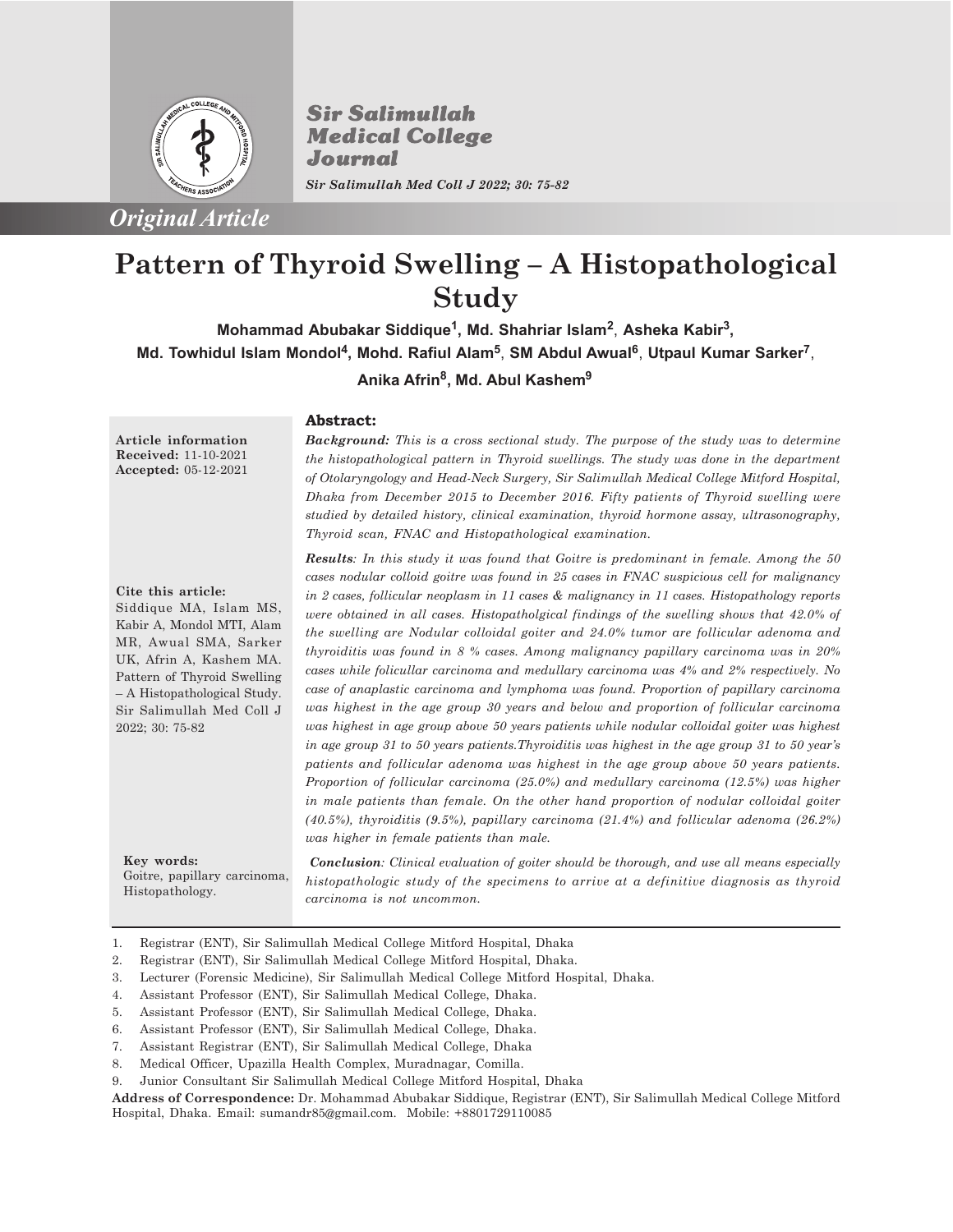*Original Article*

# Pattern of Thyroid Swelling – A Histopathological Study

**Mohammad Abubakar Siddique[1], Md. Shahriar Islam[2], Asheka Kabir[3], Md. Towhidul Islam Mondol[4], Mohd. Rafiul Alam[5], SM Abdul Awual[6], Utpaul Kumar Sarker[7], Anika Afrin[8], Md. Abul Kashem[9]**

**Article information**
**Received:** 11-10-2021
**Accepted:** 05-12-2021

**Cite this article:**
Siddique MA, Islam MS, Kabir A, Mondol MTI, Alam MR, Awual SMA, Sarker UK, Afrin A, Kashem MA. Pattern of Thyroid Swelling – A Histopathological Study. Sir Salimullah Med Coll J 2022; 30: 75-82

**Key words:**
Goitre, papillary carcinoma, Histopathology.

## Abstract:

***Background:*** *This is a cross sectional study. The purpose of the study was to determine the histopathological pattern in Thyroid swellings. The study was done in the department of Otolaryngology and Head-Neck Surgery, Sir Salimullah Medical College Mitford Hospital, Dhaka from December 2015 to December 2016. Fifty patients of Thyroid swelling were studied by detailed history, clinical examination, thyroid hormone assay, ultrasonography, Thyroid scan, FNAC and Histopathological examination.*

***Results****: In this study it was found that Goitre is predominant in female. Among the 50 cases nodular colloid goitre was found in 25 cases in FNAC suspicious cell for malignancy in 2 cases, follicular neoplasm in 11 cases & malignancy in 11 cases. Histopathology reports were obtained in all cases. Histopatholgical findings of the swelling shows that 42.0% of the swelling are Nodular colloidal goiter and 24.0% tumor are follicular adenoma and thyroiditis was found in 8 % cases. Among malignancy papillary carcinoma was in 20% cases while folicullar carcinoma and medullary carcinoma was 4% and 2% respectively. No case of anaplastic carcinoma and lymphoma was found. Proportion of papillary carcinoma was highest in the age group 30 years and below and proportion of follicular carcinoma was highest in age group above 50 years patients while nodular colloidal goiter was highest in age group 31 to 50 years patients.Thyroiditis was highest in the age group 31 to 50 year's patients and follicular adenoma was highest in the age group above 50 years patients. Proportion of follicular carcinoma (25.0%) and medullary carcinoma (12.5%) was higher in male patients than female. On the other hand proportion of nodular colloidal goiter (40.5%), thyroiditis (9.5%), papillary carcinoma (21.4%) and follicular adenoma (26.2%) was higher in female patients than male.*

***Conclusion****: Clinical evaluation of goiter should be thorough, and use all means especially histopathologic study of the specimens to arrive at a definitive diagnosis as thyroid carcinoma is not uncommon.*

---

1. Registrar (ENT), Sir Salimullah Medical College Mitford Hospital, Dhaka
2. Registrar (ENT), Sir Salimullah Medical College Mitford Hospital, Dhaka.
3. Lecturer (Forensic Medicine), Sir Salimullah Medical College Mitford Hospital, Dhaka.
4. Assistant Professor (ENT), Sir Salimullah Medical College, Dhaka.
5. Assistant Professor (ENT), Sir Salimullah Medical College, Dhaka.
6. Assistant Professor (ENT), Sir Salimullah Medical College, Dhaka.
7. Assistant Registrar (ENT), Sir Salimullah Medical College, Dhaka
8. Medical Officer, Upazilla Health Complex, Muradnagar, Comilla.
9. Junior Consultant Sir Salimullah Medical College Mitford Hospital, Dhaka

**Address of Correspondence:** Dr. Mohammad Abubakar Siddique, Registrar (ENT), Sir Salimullah Medical College Mitford Hospital, Dhaka. Email: sumandr85@gmail.com. Mobile: +8801729110085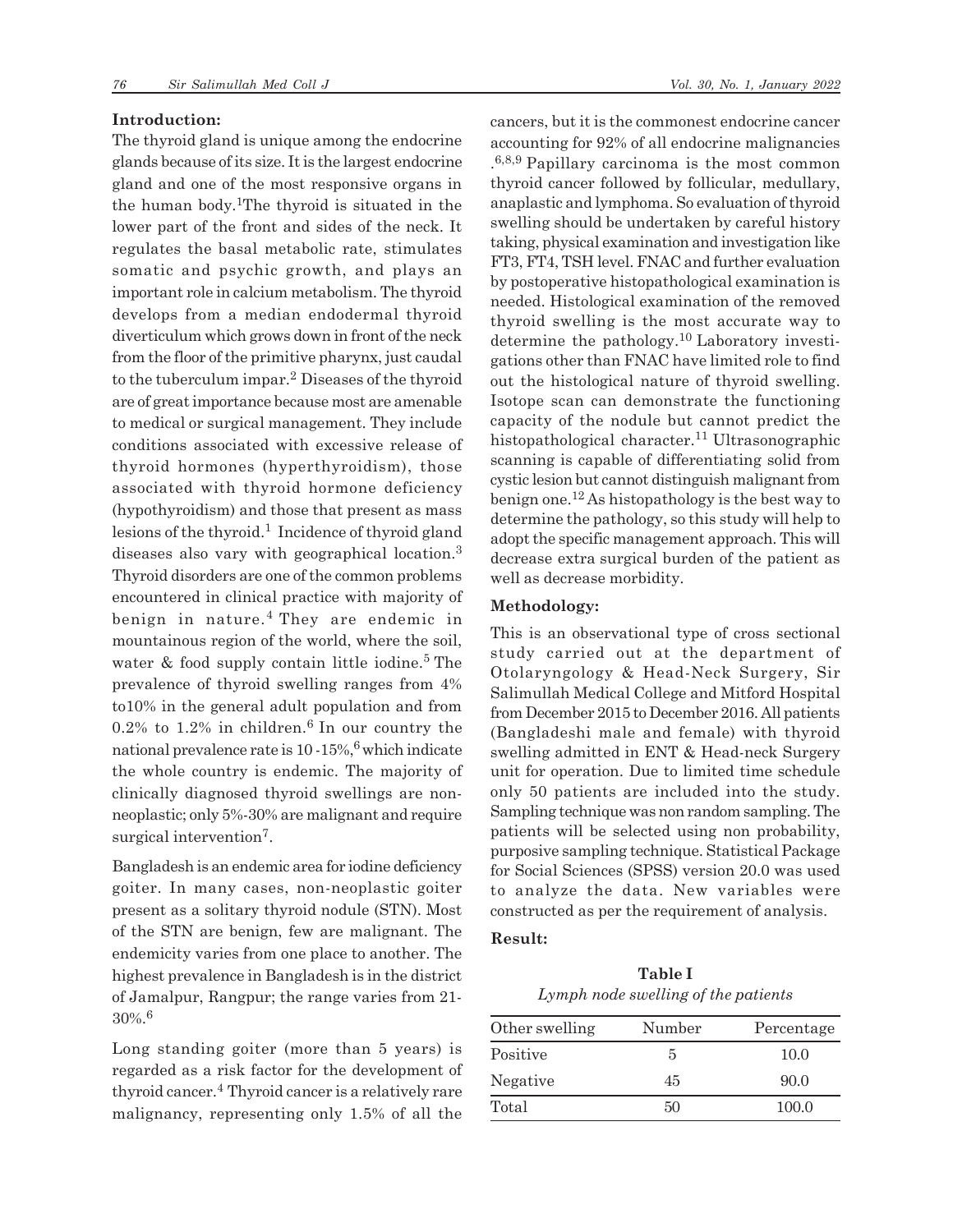## Introduction:

The thyroid gland is unique among the endocrine glands because of its size. It is the largest endocrine gland and one of the most responsive organs in the human body.[1]The thyroid is situated in the lower part of the front and sides of the neck. It regulates the basal metabolic rate, stimulates somatic and psychic growth, and plays an important role in calcium metabolism. The thyroid develops from a median endodermal thyroid diverticulum which grows down in front of the neck from the floor of the primitive pharynx, just caudal to the tuberculum impar.[2] Diseases of the thyroid are of great importance because most are amenable to medical or surgical management. They include conditions associated with excessive release of thyroid hormones (hyperthyroidism), those associated with thyroid hormone deficiency (hypothyroidism) and those that present as mass lesions of the thyroid.[1] Incidence of thyroid gland diseases also vary with geographical location.[3] Thyroid disorders are one of the common problems encountered in clinical practice with majority of benign in nature.[4] They are endemic in mountainous region of the world, where the soil, water & food supply contain little iodine.[5] The prevalence of thyroid swelling ranges from 4% to10% in the general adult population and from 0.2% to 1.2% in children.[6] In our country the national prevalence rate is 10 -15%,[6] which indicate the whole country is endemic. The majority of clinically diagnosed thyroid swellings are non-neoplastic; only 5%-30% are malignant and require surgical intervention[7].

Bangladesh is an endemic area for iodine deficiency goiter. In many cases, non-neoplastic goiter present as a solitary thyroid nodule (STN). Most of the STN are benign, few are malignant. The endemicity varies from one place to another. The highest prevalence in Bangladesh is in the district of Jamalpur, Rangpur; the range varies from 21-30%.[6]

Long standing goiter (more than 5 years) is regarded as a risk factor for the development of thyroid cancer.[4] Thyroid cancer is a relatively rare malignancy, representing only 1.5% of all the cancers, but it is the commonest endocrine cancer accounting for 92% of all endocrine malignancies .[6,8,9] Papillary carcinoma is the most common thyroid cancer followed by follicular, medullary, anaplastic and lymphoma. So evaluation of thyroid swelling should be undertaken by careful history taking, physical examination and investigation like FT3, FT4, TSH level. FNAC and further evaluation by postoperative histopathological examination is needed. Histological examination of the removed thyroid swelling is the most accurate way to determine the pathology.[10] Laboratory investigations other than FNAC have limited role to find out the histological nature of thyroid swelling. Isotope scan can demonstrate the functioning capacity of the nodule but cannot predict the histopathological character.[11] Ultrasonographic scanning is capable of differentiating solid from cystic lesion but cannot distinguish malignant from benign one.[12] As histopathology is the best way to determine the pathology, so this study will help to adopt the specific management approach. This will decrease extra surgical burden of the patient as well as decrease morbidity.

## Methodology:

This is an observational type of cross sectional study carried out at the department of Otolaryngology & Head-Neck Surgery, Sir Salimullah Medical College and Mitford Hospital from December 2015 to December 2016. All patients (Bangladeshi male and female) with thyroid swelling admitted in ENT & Head-neck Surgery unit for operation. Due to limited time schedule only 50 patients are included into the study. Sampling technique was non random sampling. The patients will be selected using non probability, purposive sampling technique. Statistical Package for Social Sciences (SPSS) version 20.0 was used to analyze the data. New variables were constructed as per the requirement of analysis.

## Result:

**Table I**

*Lymph node swelling of the patients*

| Other swelling | Number | Percentage |
|---|---|---|
| Positive | 5 | 10.0 |
| Negative | 45 | 90.0 |
| Total | 50 | 100.0 |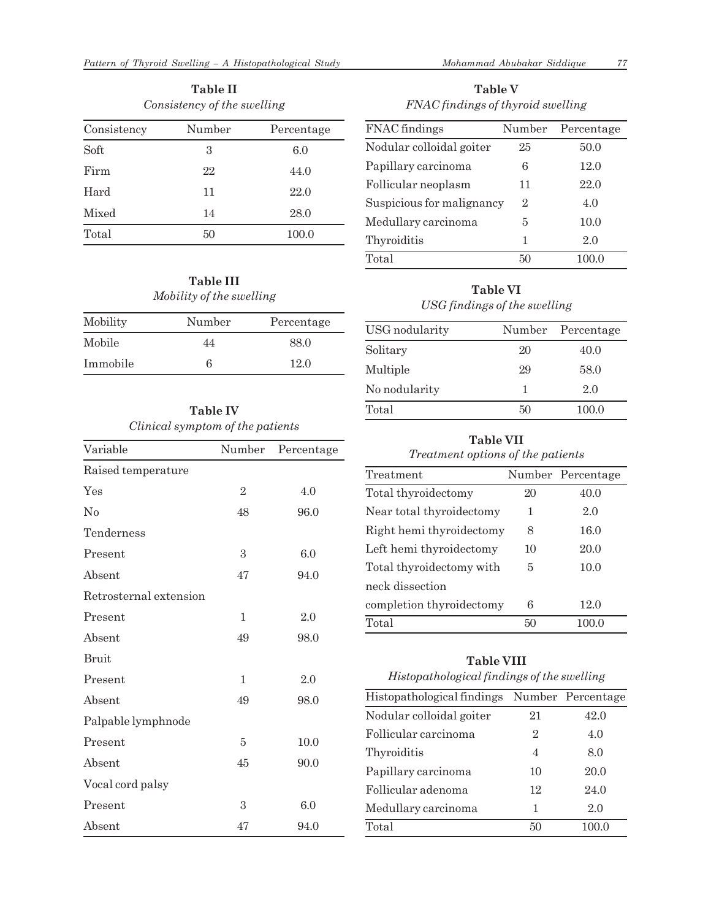**Table II**
*Consistency of the swelling*

| Consistency | Number | Percentage |
|---|---|---|
| Soft | 3 | 6.0 |
| Firm | 22 | 44.0 |
| Hard | 11 | 22.0 |
| Mixed | 14 | 28.0 |
| Total | 50 | 100.0 |

**Table III**
*Mobility of the swelling*

| Mobility | Number | Percentage |
|---|---|---|
| Mobile | 44 | 88.0 |
| Immobile | 6 | 12.0 |

**Table IV**
*Clinical symptom of the patients*

| Variable | Number | Percentage |
|---|---|---|
| Raised temperature | | |
| Yes | 2 | 4.0 |
| No | 48 | 96.0 |
| Tenderness | | |
| Present | 3 | 6.0 |
| Absent | 47 | 94.0 |
| Retrosternal extension | | |
| Present | 1 | 2.0 |
| Absent | 49 | 98.0 |
| Bruit | | |
| Present | 1 | 2.0 |
| Absent | 49 | 98.0 |
| Palpable lymphnode | | |
| Present | 5 | 10.0 |
| Absent | 45 | 90.0 |
| Vocal cord palsy | | |
| Present | 3 | 6.0 |
| Absent | 47 | 94.0 |

**Table V**
*FNAC findings of thyroid swelling*

| FNAC findings | Number | Percentage |
|---|---|---|
| Nodular colloidal goiter | 25 | 50.0 |
| Papillary carcinoma | 6 | 12.0 |
| Follicular neoplasm | 11 | 22.0 |
| Suspicious for malignancy | 2 | 4.0 |
| Medullary carcinoma | 5 | 10.0 |
| Thyroiditis | 1 | 2.0 |
| Total | 50 | 100.0 |

**Table VI**
*USG findings of the swelling*

| USG nodularity | Number | Percentage |
|---|---|---|
| Solitary | 20 | 40.0 |
| Multiple | 29 | 58.0 |
| No nodularity | 1 | 2.0 |
| Total | 50 | 100.0 |

**Table VII**
*Treatment options of the patients*

| Treatment | Number | Percentage |
|---|---|---|
| Total thyroidectomy | 20 | 40.0 |
| Near total thyroidectomy | 1 | 2.0 |
| Right hemi thyroidectomy | 8 | 16.0 |
| Left hemi thyroidectomy | 10 | 20.0 |
| Total thyroidectomy with neck dissection | 5 | 10.0 |
| completion thyroidectomy | 6 | 12.0 |
| Total | 50 | 100.0 |

**Table VIII**
*Histopathological findings of the swelling*

| Histopathological findings | Number | Percentage |
|---|---|---|
| Nodular colloidal goiter | 21 | 42.0 |
| Follicular carcinoma | 2 | 4.0 |
| Thyroiditis | 4 | 8.0 |
| Papillary carcinoma | 10 | 20.0 |
| Follicular adenoma | 12 | 24.0 |
| Medullary carcinoma | 1 | 2.0 |
| Total | 50 | 100.0 |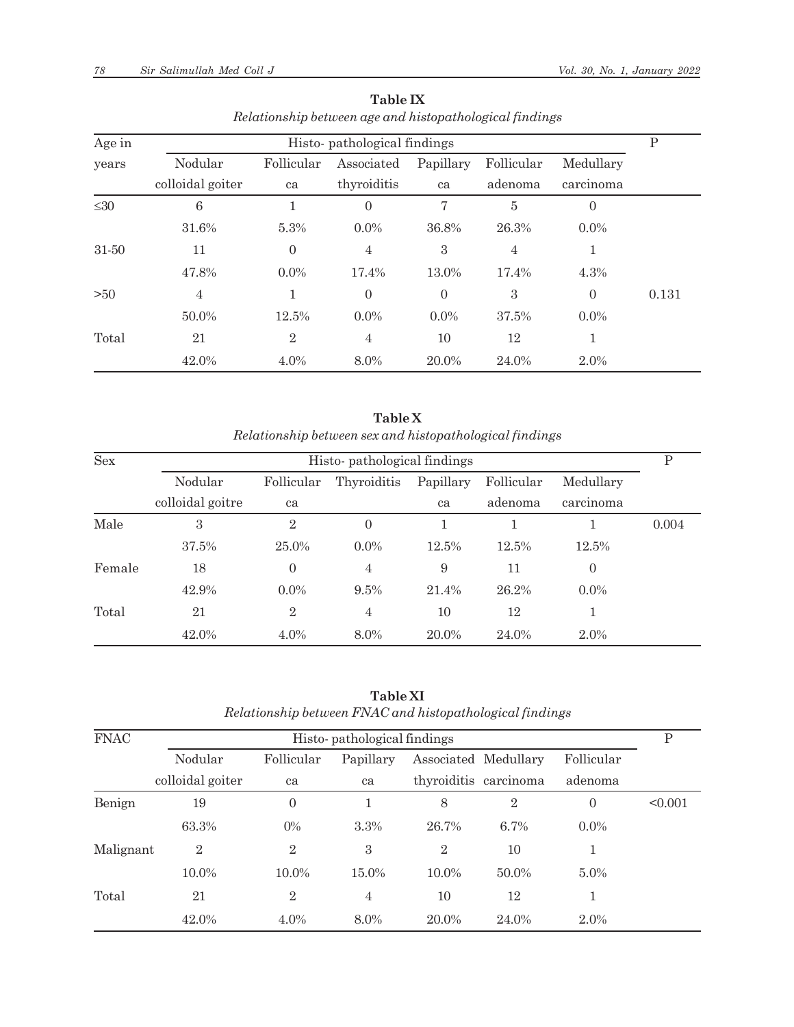**Table IX**

*Relationship between age and histopathological findings*

| Age in years | Histo- pathological findings | | | | | | P |
|---|---|---|---|---|---|---|---|
| | Nodular colloidal goiter | Follicular ca | Associated thyroiditis | Papillary ca | Follicular adenoma | Medullary carcinoma | |
| ≤30 | 6 | 1 | 0 | 7 | 5 | 0 | |
| | 31.6% | 5.3% | 0.0% | 36.8% | 26.3% | 0.0% | |
| 31-50 | 11 | 0 | 4 | 3 | 4 | 1 | |
| | 47.8% | 0.0% | 17.4% | 13.0% | 17.4% | 4.3% | |
| >50 | 4 | 1 | 0 | 0 | 3 | 0 | 0.131 |
| | 50.0% | 12.5% | 0.0% | 0.0% | 37.5% | 0.0% | |
| Total | 21 | 2 | 4 | 10 | 12 | 1 | |
| | 42.0% | 4.0% | 8.0% | 20.0% | 24.0% | 2.0% | |

**Table X**

*Relationship between sex and histopathological findings*

| Sex | Histo- pathological findings | | | | | | P |
|---|---|---|---|---|---|---|---|
| | Nodular colloidal goitre | Follicular ca | Thyroiditis | Papillary ca | Follicular adenoma | Medullary carcinoma | |
| Male | 3 | 2 | 0 | 1 | 1 | 1 | 0.004 |
| | 37.5% | 25.0% | 0.0% | 12.5% | 12.5% | 12.5% | |
| Female | 18 | 0 | 4 | 9 | 11 | 0 | |
| | 42.9% | 0.0% | 9.5% | 21.4% | 26.2% | 0.0% | |
| Total | 21 | 2 | 4 | 10 | 12 | 1 | |
| | 42.0% | 4.0% | 8.0% | 20.0% | 24.0% | 2.0% | |

**Table XI**

*Relationship between FNAC and histopathological findings*

| FNAC | Histo- pathological findings | | | | | | P |
|---|---|---|---|---|---|---|---|
| | Nodular colloidal goiter | Follicular ca | Papillary ca | Associated thyroiditis | Medullary carcinoma | Follicular adenoma | |
| Benign | 19 | 0 | 1 | 8 | 2 | 0 | <0.001 |
| | 63.3% | 0% | 3.3% | 26.7% | 6.7% | 0.0% | |
| Malignant | 2 | 2 | 3 | 2 | 10 | 1 | |
| | 10.0% | 10.0% | 15.0% | 10.0% | 50.0% | 5.0% | |
| Total | 21 | 2 | 4 | 10 | 12 | 1 | |
| | 42.0% | 4.0% | 8.0% | 20.0% | 24.0% | 2.0% | |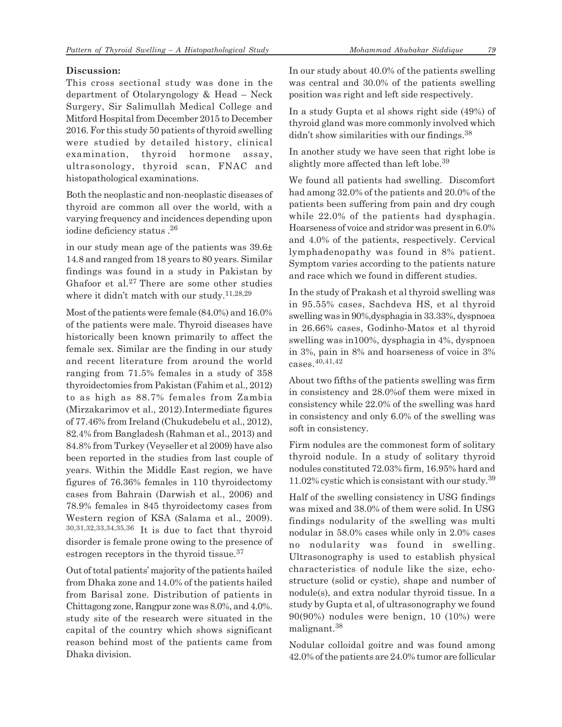**Discussion:**

This cross sectional study was done in the department of Otolaryngology & Head – Neck Surgery, Sir Salimullah Medical College and Mitford Hospital from December 2015 to December 2016. For this study 50 patients of thyroid swelling were studied by detailed history, clinical examination, thyroid hormone assay, ultrasonology, thyroid scan, FNAC and histopathological examinations.

Both the neoplastic and non-neoplastic diseases of thyroid are common all over the world, with a varying frequency and incidences depending upon iodine deficiency status .[26]

in our study mean age of the patients was 39.6± 14.8 and ranged from 18 years to 80 years. Similar findings was found in a study in Pakistan by Ghafoor et al.[27] There are some other studies where it didn't match with our study.[11,28,29]

Most of the patients were female (84.0%) and 16.0% of the patients were male. Thyroid diseases have historically been known primarily to affect the female sex. Similar are the finding in our study and recent literature from around the world ranging from 71.5% females in a study of 358 thyroidectomies from Pakistan (Fahim et al., 2012) to as high as 88.7% females from Zambia (Mirzakarimov et al., 2012).Intermediate figures of 77.46% from Ireland (Chukudebelu et al., 2012), 82.4% from Bangladesh (Rahman et al., 2013) and 84.8% from Turkey (Veyseller et al 2009) have also been reported in the studies from last couple of years. Within the Middle East region, we have figures of 76.36% females in 110 thyroidectomy cases from Bahrain (Darwish et al., 2006) and 78.9% females in 845 thyroidectomy cases from Western region of KSA (Salama et al., 2009).[30,31,32,33,34,35,36] It is due to fact that thyroid disorder is female prone owing to the presence of estrogen receptors in the thyroid tissue.[37]

Out of total patients' majority of the patients hailed from Dhaka zone and 14.0% of the patients hailed from Barisal zone. Distribution of patients in Chittagong zone, Rangpur zone was 8.0%, and 4.0%. study site of the research were situated in the capital of the country which shows significant reason behind most of the patients came from Dhaka division.

In our study about 40.0% of the patients swelling was central and 30.0% of the patients swelling position was right and left side respectively.

In a study Gupta et al shows right side (49%) of thyroid gland was more commonly involved which didn't show similarities with our findings.[38]

In another study we have seen that right lobe is slightly more affected than left lobe.[39]

We found all patients had swelling. Discomfort had among 32.0% of the patients and 20.0% of the patients been suffering from pain and dry cough while 22.0% of the patients had dysphagia. Hoarseness of voice and stridor was present in 6.0% and 4.0% of the patients, respectively. Cervical lymphadenopathy was found in 8% patient. Symptom varies according to the patients nature and race which we found in different studies.

In the study of Prakash et al thyroid swelling was in 95.55% cases, Sachdeva HS, et al thyroid swelling was in 90%,dysphagia in 33.33%, dyspnoea in 26.66% cases, Godinho-Matos et al thyroid swelling was in100%, dysphagia in 4%, dyspnoea in 3%, pain in 8% and hoarseness of voice in 3% cases.[40,41,42]

About two fifths of the patients swelling was firm in consistency and 28.0%of them were mixed in consistency while 22.0% of the swelling was hard in consistency and only 6.0% of the swelling was soft in consistency.

Firm nodules are the commonest form of solitary thyroid nodule. In a study of solitary thyroid nodules constituted 72.03% firm, 16.95% hard and 11.02% cystic which is consistant with our study.[39]

Half of the swelling consistency in USG findings was mixed and 38.0% of them were solid. In USG findings nodularity of the swelling was multi nodular in 58.0% cases while only in 2.0% cases no nodularity was found in swelling. Ultrasonography is used to establish physical characteristics of nodule like the size, echo-structure (solid or cystic), shape and number of nodule(s), and extra nodular thyroid tissue. In a study by Gupta et al, of ultrasonography we found 90(90%) nodules were benign, 10 (10%) were malignant.[38]

Nodular colloidal goitre and was found among 42.0% of the patients are 24.0% tumor are follicular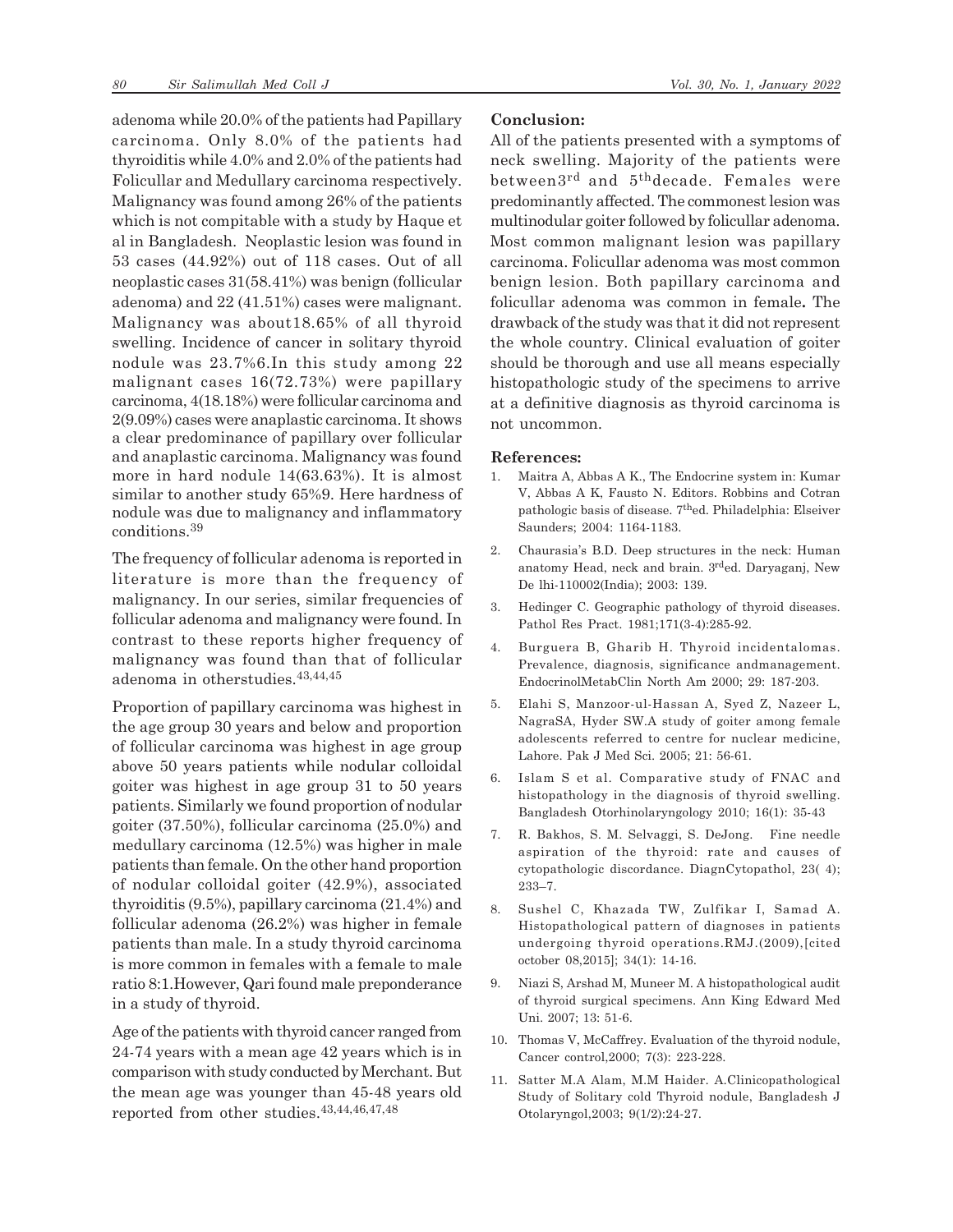adenoma while 20.0% of the patients had Papillary carcinoma. Only 8.0% of the patients had thyroiditis while 4.0% and 2.0% of the patients had Folicullar and Medullary carcinoma respectively. Malignancy was found among 26% of the patients which is not compitable with a study by Haque et al in Bangladesh. Neoplastic lesion was found in 53 cases (44.92%) out of 118 cases. Out of all neoplastic cases 31(58.41%) was benign (follicular adenoma) and 22 (41.51%) cases were malignant. Malignancy was about18.65% of all thyroid swelling. Incidence of cancer in solitary thyroid nodule was 23.7%6.In this study among 22 malignant cases 16(72.73%) were papillary carcinoma, 4(18.18%) were follicular carcinoma and 2(9.09%) cases were anaplastic carcinoma. It shows a clear predominance of papillary over follicular and anaplastic carcinoma. Malignancy was found more in hard nodule 14(63.63%). It is almost similar to another study 65%9. Here hardness of nodule was due to malignancy and inflammatory conditions.[39]

The frequency of follicular adenoma is reported in literature is more than the frequency of malignancy. In our series, similar frequencies of follicular adenoma and malignancy were found. In contrast to these reports higher frequency of malignancy was found than that of follicular adenoma in otherstudies.[43,44,45]

Proportion of papillary carcinoma was highest in the age group 30 years and below and proportion of follicular carcinoma was highest in age group above 50 years patients while nodular colloidal goiter was highest in age group 31 to 50 years patients. Similarly we found proportion of nodular goiter (37.50%), follicular carcinoma (25.0%) and medullary carcinoma (12.5%) was higher in male patients than female. On the other hand proportion of nodular colloidal goiter (42.9%), associated thyroiditis (9.5%), papillary carcinoma (21.4%) and follicular adenoma (26.2%) was higher in female patients than male. In a study thyroid carcinoma is more common in females with a female to male ratio 8:1.However, Qari found male preponderance in a study of thyroid.

Age of the patients with thyroid cancer ranged from 24-74 years with a mean age 42 years which is in comparison with study conducted by Merchant. But the mean age was younger than 45-48 years old reported from other studies.[43,44,46,47,48]

**Conclusion:**

All of the patients presented with a symptoms of neck swelling. Majority of the patients were between3rd and 5thdecade. Females were predominantly affected. The commonest lesion was multinodular goiter followed by folicullar adenoma. Most common malignant lesion was papillary carcinoma. Folicullar adenoma was most common benign lesion. Both papillary carcinoma and folicullar adenoma was common in female**.** The drawback of the study was that it did not represent the whole country. Clinical evaluation of goiter should be thorough and use all means especially histopathologic study of the specimens to arrive at a definitive diagnosis as thyroid carcinoma is not uncommon.

**References:**

1. Maitra A, Abbas A K., The Endocrine system in: Kumar V, Abbas A K, Fausto N. Editors. Robbins and Cotran pathologic basis of disease. 7thed. Philadelphia: Elseiver Saunders; 2004: 1164-1183.
2. Chaurasia's B.D. Deep structures in the neck: Human anatomy Head, neck and brain. 3rded. Daryaganj, New De lhi-110002(India); 2003: 139.
3. Hedinger C. Geographic pathology of thyroid diseases. Pathol Res Pract. 1981;171(3-4):285-92.
4. Burguera B, Gharib H. Thyroid incidentalomas. Prevalence, diagnosis, significance andmanagement. EndocrinolMetabClin North Am 2000; 29: 187-203.
5. Elahi S, Manzoor-ul-Hassan A, Syed Z, Nazeer L, NagraSA, Hyder SW.A study of goiter among female adolescents referred to centre for nuclear medicine, Lahore. Pak J Med Sci. 2005; 21: 56-61.
6. Islam S et al. Comparative study of FNAC and histopathology in the diagnosis of thyroid swelling. Bangladesh Otorhinolaryngology 2010; 16(1): 35-43
7. R. Bakhos, S. M. Selvaggi, S. DeJong. Fine needle aspiration of the thyroid: rate and causes of cytopathologic discordance. DiagnCytopathol, 23( 4); 233–7.
8. Sushel C, Khazada TW, Zulfikar I, Samad A. Histopathological pattern of diagnoses in patients undergoing thyroid operations.RMJ.(2009),[cited october 08,2015]; 34(1): 14-16.
9. Niazi S, Arshad M, Muneer M. A histopathological audit of thyroid surgical specimens. Ann King Edward Med Uni. 2007; 13: 51-6.
10. Thomas V, McCaffrey. Evaluation of the thyroid nodule, Cancer control,2000; 7(3): 223-228.
11. Satter M.A Alam, M.M Haider. A.Clinicopathological Study of Solitary cold Thyroid nodule, Bangladesh J Otolaryngol,2003; 9(1/2):24-27.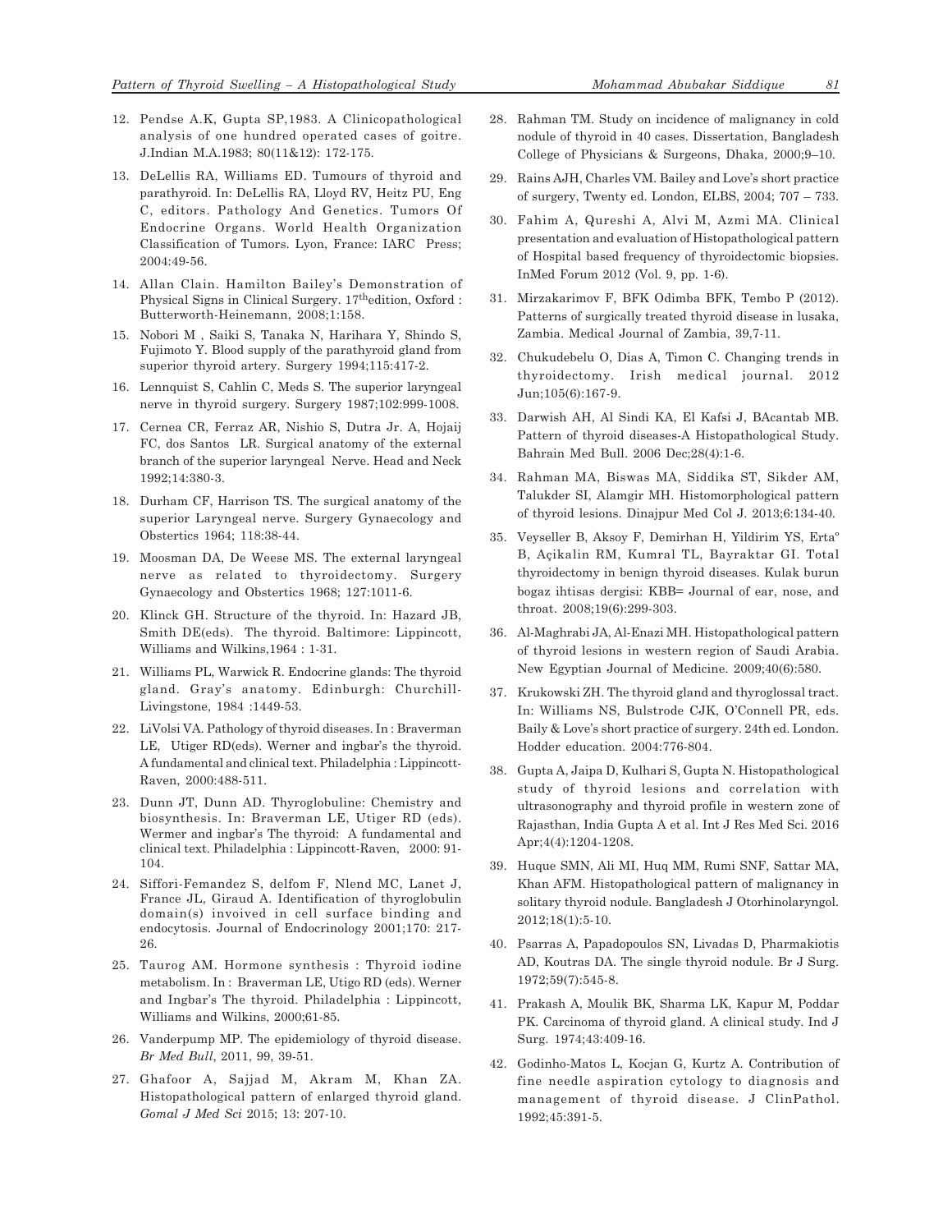12. Pendse A.K, Gupta SP,1983. A Clinicopathological analysis of one hundred operated cases of goitre. J.Indian M.A.1983; 80(11&12): 172-175.

13. DeLellis RA, Williams ED. Tumours of thyroid and parathyroid. In: DeLellis RA, Lloyd RV, Heitz PU, Eng C, editors. Pathology And Genetics. Tumors Of Endocrine Organs. World Health Organization Classification of Tumors. Lyon, France: IARC Press; 2004:49-56.

14. Allan Clain. Hamilton Bailey's Demonstration of Physical Signs in Clinical Surgery. 17[th]edition, Oxford : Butterworth-Heinemann, 2008;1:158.

15. Nobori M , Saiki S, Tanaka N, Harihara Y, Shindo S, Fujimoto Y. Blood supply of the parathyroid gland from superior thyroid artery. Surgery 1994;115:417-2.

16. Lennquist S, Cahlin C, Meds S. The superior laryngeal nerve in thyroid surgery. Surgery 1987;102:999-1008.

17. Cernea CR, Ferraz AR, Nishio S, Dutra Jr. A, Hojaij FC, dos Santos LR. Surgical anatomy of the external branch of the superior laryngeal Nerve. Head and Neck 1992;14:380-3.

18. Durham CF, Harrison TS. The surgical anatomy of the superior Laryngeal nerve. Surgery Gynaecology and Obstertics 1964; 118:38-44.

19. Moosman DA, De Weese MS. The external laryngeal nerve as related to thyroidectomy. Surgery Gynaecology and Obstertics 1968; 127:1011-6.

20. Klinck GH. Structure of the thyroid. In: Hazard JB, Smith DE(eds). The thyroid. Baltimore: Lippincott, Williams and Wilkins,1964 : 1-31.

21. Williams PL, Warwick R. Endocrine glands: The thyroid gland. Gray's anatomy. Edinburgh: Churchill-Livingstone, 1984 :1449-53.

22. LiVolsi VA. Pathology of thyroid diseases. In : Braverman LE, Utiger RD(eds). Werner and ingbar's the thyroid. A fundamental and clinical text. Philadelphia : Lippincott-Raven, 2000:488-511.

23. Dunn JT, Dunn AD. Thyroglobuline: Chemistry and biosynthesis. In: Braverman LE, Utiger RD (eds). Wermer and ingbar's The thyroid: A fundamental and clinical text. Philadelphia : Lippincott-Raven, 2000: 91-104.

24. Siffori-Femandez S, delfom F, Nlend MC, Lanet J, France JL, Giraud A. Identification of thyroglobulin domain(s) invoived in cell surface binding and endocytosis. Journal of Endocrinology 2001;170: 217-26.

25. Taurog AM. Hormone synthesis : Thyroid iodine metabolism. In : Braverman LE, Utigo RD (eds). Werner and Ingbar's The thyroid. Philadelphia : Lippincott, Williams and Wilkins, 2000;61-85.

26. Vanderpump MP. The epidemiology of thyroid disease. *Br Med Bull*, 2011, 99, 39-51.

27. Ghafoor A, Sajjad M, Akram M, Khan ZA. Histopathological pattern of enlarged thyroid gland. *Gomal J Med Sci* 2015; 13: 207-10.

28. Rahman TM. Study on incidence of malignancy in cold nodule of thyroid in 40 cases. Dissertation, Bangladesh College of Physicians & Surgeons, Dhaka, 2000;9–10.

29. Rains AJH, Charles VM. Bailey and Love's short practice of surgery, Twenty ed. London, ELBS, 2004; 707 – 733.

30. Fahim A, Qureshi A, Alvi M, Azmi MA. Clinical presentation and evaluation of Histopathological pattern of Hospital based frequency of thyroidectomic biopsies. InMed Forum 2012 (Vol. 9, pp. 1-6).

31. Mirzakarimov F, BFK Odimba BFK, Tembo P (2012). Patterns of surgically treated thyroid disease in lusaka, Zambia. Medical Journal of Zambia, 39,7-11.

32. Chukudebelu O, Dias A, Timon C. Changing trends in thyroidectomy. Irish medical journal. 2012 Jun;105(6):167-9.

33. Darwish AH, Al Sindi KA, El Kafsi J, BAcantab MB. Pattern of thyroid diseases-A Histopathological Study. Bahrain Med Bull. 2006 Dec;28(4):1-6.

34. Rahman MA, Biswas MA, Siddika ST, Sikder AM, Talukder SI, Alamgir MH. Histomorphological pattern of thyroid lesions. Dinajpur Med Col J. 2013;6:134-40.

35. Veyseller B, Aksoy F, Demirhan H, Yildirim YS, Ertaº B, Açikalin RM, Kumral TL, Bayraktar GI. Total thyroidectomy in benign thyroid diseases. Kulak burun bogaz ihtisas dergisi: KBB= Journal of ear, nose, and throat. 2008;19(6):299-303.

36. Al-Maghrabi JA, Al-Enazi MH. Histopathological pattern of thyroid lesions in western region of Saudi Arabia. New Egyptian Journal of Medicine. 2009;40(6):580.

37. Krukowski ZH. The thyroid gland and thyroglossal tract. In: Williams NS, Bulstrode CJK, O'Connell PR, eds. Baily & Love's short practice of surgery. 24th ed. London. Hodder education. 2004:776-804.

38. Gupta A, Jaipa D, Kulhari S, Gupta N. Histopathological study of thyroid lesions and correlation with ultrasonography and thyroid profile in western zone of Rajasthan, India Gupta A et al. Int J Res Med Sci. 2016 Apr;4(4):1204-1208.

39. Huque SMN, Ali MI, Huq MM, Rumi SNF, Sattar MA, Khan AFM. Histopathological pattern of malignancy in solitary thyroid nodule. Bangladesh J Otorhinolaryngol. 2012;18(1):5-10.

40. Psarras A, Papadopoulos SN, Livadas D, Pharmakiotis AD, Koutras DA. The single thyroid nodule. Br J Surg. 1972;59(7):545-8.

41. Prakash A, Moulik BK, Sharma LK, Kapur M, Poddar PK. Carcinoma of thyroid gland. A clinical study. Ind J Surg. 1974;43:409-16.

42. Godinho-Matos L, Kocjan G, Kurtz A. Contribution of fine needle aspiration cytology to diagnosis and management of thyroid disease. J ClinPathol. 1992;45:391-5.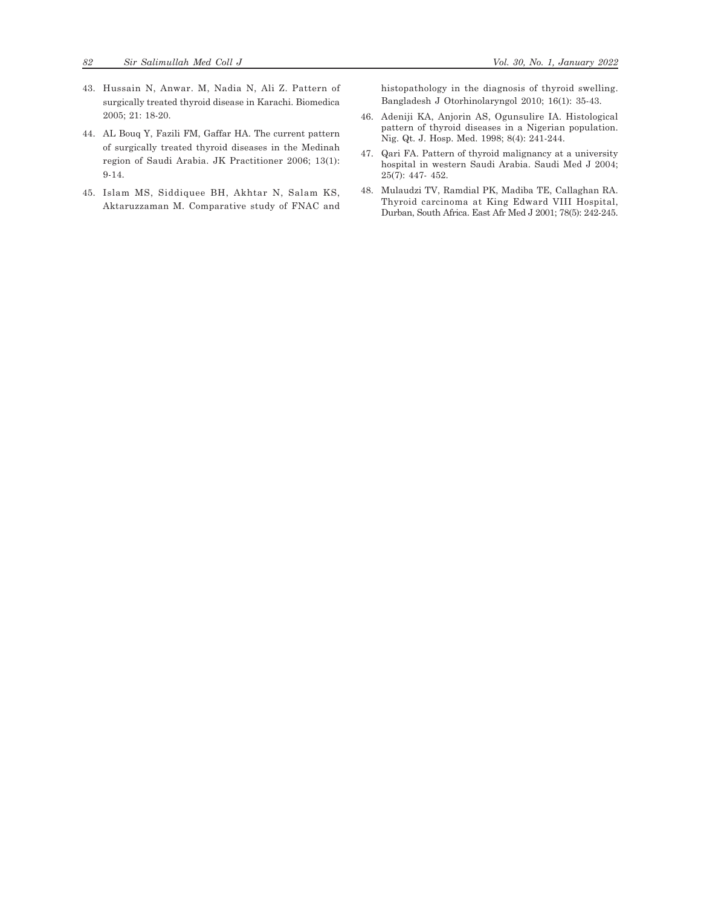43. Hussain N, Anwar. M, Nadia N, Ali Z. Pattern of surgically treated thyroid disease in Karachi. Biomedica 2005; 21: 18-20.

44. AL Bouq Y, Fazili FM, Gaffar HA. The current pattern of surgically treated thyroid diseases in the Medinah region of Saudi Arabia. JK Practitioner 2006; 13(1): 9-14.

45. Islam MS, Siddiquee BH, Akhtar N, Salam KS, Aktaruzzaman M. Comparative study of FNAC and histopathology in the diagnosis of thyroid swelling. Bangladesh J Otorhinolaryngol 2010; 16(1): 35-43.

46. Adeniji KA, Anjorin AS, Ogunsulire IA. Histological pattern of thyroid diseases in a Nigerian population. Nig. Qt. J. Hosp. Med. 1998; 8(4): 241-244.

47. Qari FA. Pattern of thyroid malignancy at a university hospital in western Saudi Arabia. Saudi Med J 2004; 25(7): 447- 452.

48. Mulaudzi TV, Ramdial PK, Madiba TE, Callaghan RA. Thyroid carcinoma at King Edward VIII Hospital, Durban, South Africa. East Afr Med J 2001; 78(5): 242-245.